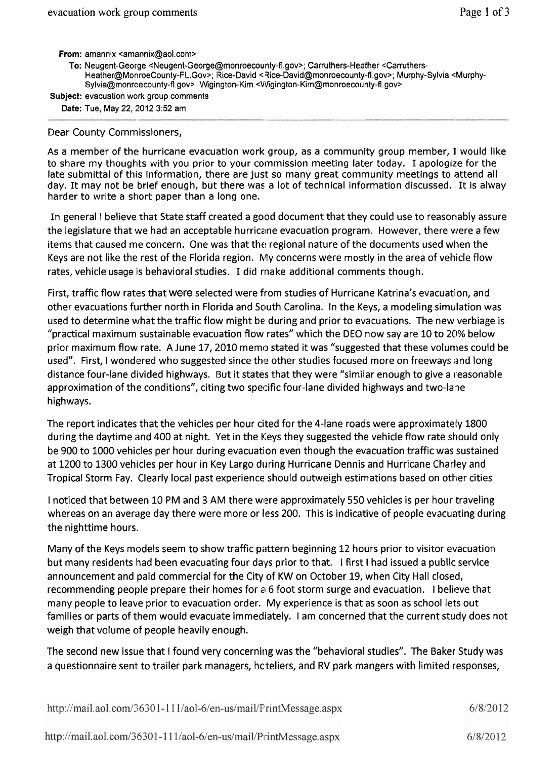**From:** amannix <amannix@aol.com>

**To:** Neugent-George <Neugent-George@monroecounty-fl.gov>; Carruthers-Heather <Carruthers-Heather@MonroeCounty-FL.Gov>; Rice-David <Rice-David@monroecounty-fl.gov>; Murphy-Sylvia <Murphy-Sylvia@monroecounty-fl.gov>; Wigington-Kim <Wigington-Kim@monroecounty-fl.gov>

**Subject:** evacuation work group comments

**Date:** Tue, May 22, 2012 3:52 am

---

Dear County Commissioners,

As a member of the hurricane evacuation work group, as a community group member, I would like to share my thoughts with you prior to your commission meeting later today. I apologize for the late submittal of this information, there are just so many great community meetings to attend all day. It may not be brief enough, but there was a lot of technical information discussed. It is alway harder to write a short paper than a long one.

In general I believe that State staff created a good document that they could use to reasonably assure the legislature that we had an acceptable hurricane evacuation program. However, there were a few items that caused me concern. One was that the regional nature of the documents used when the Keys are not like the rest of the Florida region. My concerns were mostly in the area of vehicle flow rates, vehicle usage is behavioral studies. I did make additional comments though.

First, traffic flow rates that were selected were from studies of Hurricane Katrina's evacuation, and other evacuations further north in Florida and South Carolina. In the Keys, a modeling simulation was used to determine what the traffic flow might be during and prior to evacuations. The new verbiage is "practical maximum sustainable evacuation flow rates" which the DEO now say are 10 to 20% below prior maximum flow rate. A June 17, 2010 memo stated it was "suggested that these volumes could be used". First, I wondered who suggested since the other studies focused more on freeways and long distance four-lane divided highways. But it states that they were "similar enough to give a reasonable approximation of the conditions", citing two specific four-lane divided highways and two-lane highways.

The report indicates that the vehicles per hour cited for the 4-lane roads were approximately 1800 during the daytime and 400 at night. Yet in the Keys they suggested the vehicle flow rate should only be 900 to 1000 vehicles per hour during evacuation even though the evacuation traffic was sustained at 1200 to 1300 vehicles per hour in Key Largo during Hurricane Dennis and Hurricane Charley and Tropical Storm Fay. Clearly local past experience should outweigh estimations based on other cities

I noticed that between 10 PM and 3 AM there were approximately 550 vehicles is per hour traveling whereas on an average day there were more or less 200. This is indicative of people evacuating during the nighttime hours.

Many of the Keys models seem to show traffic pattern beginning 12 hours prior to visitor evacuation but many residents had been evacuating four days prior to that. I first I had issued a public service announcement and paid commercial for the City of KW on October 19, when City Hall closed, recommending people prepare their homes for a 6 foot storm surge and evacuation. I believe that many people to leave prior to evacuation order. My experience is that as soon as school lets out families or parts of them would evacuate immediately. I am concerned that the current study does not weigh that volume of people heavily enough.

The second new issue that I found very concerning was the "behavioral studies". The Baker Study was a questionnaire sent to trailer park managers, hoteliers, and RV park mangers with limited responses,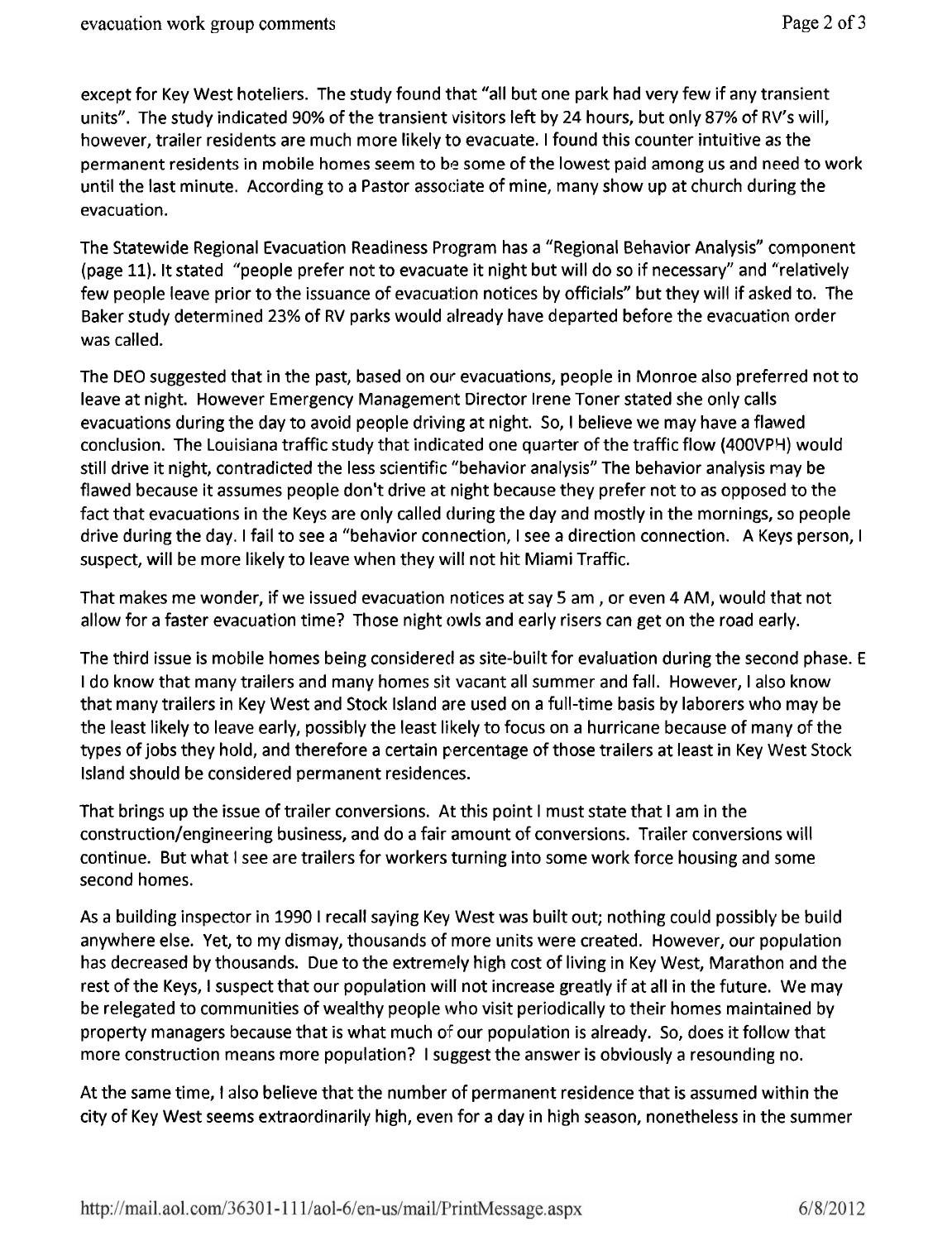except for Key West hoteliers. The study found that "all but one park had very few if any transient units". The study indicated 90% of the transient visitors left by 24 hours, but only 87% of RV's will, however, trailer residents are much more likely to evacuate. I found this counter intuitive as the permanent residents in mobile homes seem to be some of the lowest paid among us and need to work until the last minute. According to a Pastor associate of mine, many show up at church during the evacuation.

The Statewide Regional Evacuation Readiness Program has a "Regional Behavior Analysis" component (page 11). It stated "people prefer not to evacuate it night but will do so if necessary" and "relatively few people leave prior to the issuance of evacuation notices by officials" but they will if asked to. The Baker study determined 23% of RV parks would already have departed before the evacuation order was called.

The DEO suggested that in the past, based on our evacuations, people in Monroe also preferred not to leave at night. However Emergency Management Director Irene Toner stated she only calls evacuations during the day to avoid people driving at night. So, I believe we may have a flawed conclusion. The Louisiana traffic study that indicated one quarter of the traffic flow (400VPH) would still drive it night, contradicted the less scientific "behavior analysis" The behavior analysis may be flawed because it assumes people don't drive at night because they prefer not to as opposed to the fact that evacuations in the Keys are only called during the day and mostly in the mornings, so people drive during the day. I fail to see a "behavior connection, I see a direction connection. A Keys person, I suspect, will be more likely to leave when they will not hit Miami Traffic.

That makes me wonder, if we issued evacuation notices at say 5 am , or even 4 AM, would that not allow for a faster evacuation time? Those night owls and early risers can get on the road early.

The third issue is mobile homes being considered as site-built for evaluation during the second phase. E I do know that many trailers and many homes sit vacant all summer and fall. However, I also know that many trailers in Key West and Stock Island are used on a full-time basis by laborers who may be the least likely to leave early, possibly the least likely to focus on a hurricane because of many of the types of jobs they hold, and therefore a certain percentage of those trailers at least in Key West Stock Island should be considered permanent residences.

That brings up the issue of trailer conversions. At this point I must state that I am in the construction/engineering business, and do a fair amount of conversions. Trailer conversions will continue. But what I see are trailers for workers turning into some work force housing and some second homes.

As a building inspector in 1990 I recall saying Key West was built out; nothing could possibly be build anywhere else. Yet, to my dismay, thousands of more units were created. However, our population has decreased by thousands. Due to the extremely high cost of living in Key West, Marathon and the rest of the Keys, I suspect that our population will not increase greatly if at all in the future. We may be relegated to communities of wealthy people who visit periodically to their homes maintained by property managers because that is what much of our population is already. So, does it follow that more construction means more population? I suggest the answer is obviously a resounding no.

At the same time, I also believe that the number of permanent residence that is assumed within the city of Key West seems extraordinarily high, even for a day in high season, nonetheless in the summer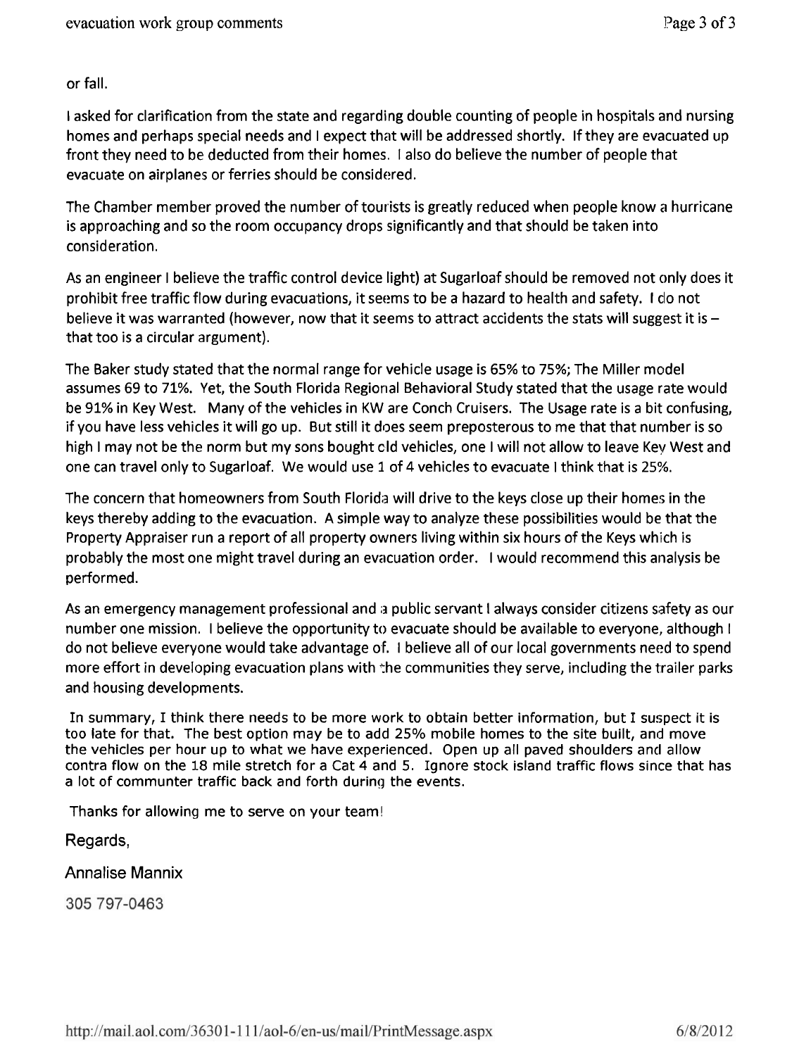or fall.

I asked for clarification from the state and regarding double counting of people in hospitals and nursing homes and perhaps special needs and I expect that will be addressed shortly. If they are evacuated up front they need to be deducted from their homes. I also do believe the number of people that evacuate on airplanes or ferries should be considered.

The Chamber member proved the number of tourists is greatly reduced when people know a hurricane is approaching and so the room occupancy drops significantly and that should be taken into consideration.

As an engineer I believe the traffic control device light) at Sugarloaf should be removed not only does it prohibit free traffic flow during evacuations, it seems to be a hazard to health and safety. I do not believe it was warranted (however, now that it seems to attract accidents the stats will suggest it is – that too is a circular argument).

The Baker study stated that the normal range for vehicle usage is 65% to 75%; The Miller model assumes 69 to 71%. Yet, the South Florida Regional Behavioral Study stated that the usage rate would be 91% in Key West. Many of the vehicles in KW are Conch Cruisers. The Usage rate is a bit confusing, if you have less vehicles it will go up. But still it does seem preposterous to me that that number is so high I may not be the norm but my sons bought old vehicles, one I will not allow to leave Key West and one can travel only to Sugarloaf. We would use 1 of 4 vehicles to evacuate I think that is 25%.

The concern that homeowners from South Florida will drive to the keys close up their homes in the keys thereby adding to the evacuation. A simple way to analyze these possibilities would be that the Property Appraiser run a report of all property owners living within six hours of the Keys which is probably the most one might travel during an evacuation order. I would recommend this analysis be performed.

As an emergency management professional and a public servant I always consider citizens safety as our number one mission. I believe the opportunity to evacuate should be available to everyone, although I do not believe everyone would take advantage of. I believe all of our local governments need to spend more effort in developing evacuation plans with the communities they serve, including the trailer parks and housing developments.

In summary, I think there needs to be more work to obtain better information, but I suspect it is too late for that. The best option may be to add 25% mobile homes to the site built, and move the vehicles per hour up to what we have experienced. Open up all paved shoulders and allow contra flow on the 18 mile stretch for a Cat 4 and 5. Ignore stock island traffic flows since that has a lot of communter traffic back and forth during the events.

Thanks for allowing me to serve on your team!

Regards,

Annalise Mannix

305 797-0463